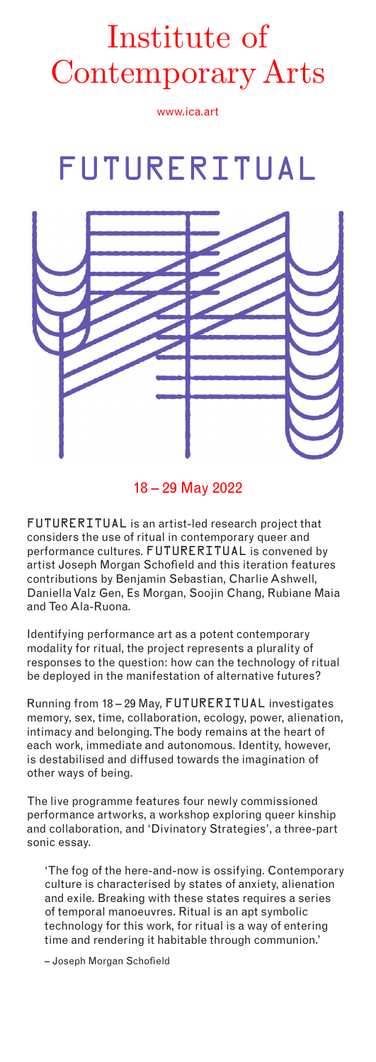# Institute of Contemporary Arts

www.ica.art

# FUTURERITUAL

18 – 29 May 2022

FUTURERITUAL is an artist-led research project that considers the use of ritual in contemporary queer and performance cultures. FUTURERITUAL is convened by artist Joseph Morgan Schofield and this iteration features contributions by Benjamin Sebastian, Charlie Ashwell, Daniella Valz Gen, Es Morgan, Soojin Chang, Rubiane Maia and Teo Ala-Ruona.

Identifying performance art as a potent contemporary modality for ritual, the project represents a plurality of responses to the question: how can the technology of ritual be deployed in the manifestation of alternative futures?

Running from 18 – 29 May, FUTURERITUAL investigates memory, sex, time, collaboration, ecology, power, alienation, intimacy and belonging. The body remains at the heart of each work, immediate and autonomous. Identity, however, is destabilised and diffused towards the imagination of other ways of being.

The live programme features four newly commissioned performance artworks, a workshop exploring queer kinship and collaboration, and 'Divinatory Strategies', a three-part sonic essay.

> 'The fog of the here-and-now is ossifying. Contemporary culture is characterised by states of anxiety, alienation and exile. Breaking with these states requires a series of temporal manoeuvres. Ritual is an apt symbolic technology for this work, for ritual is a way of entering time and rendering it habitable through communion.'
>
> – Joseph Morgan Schofield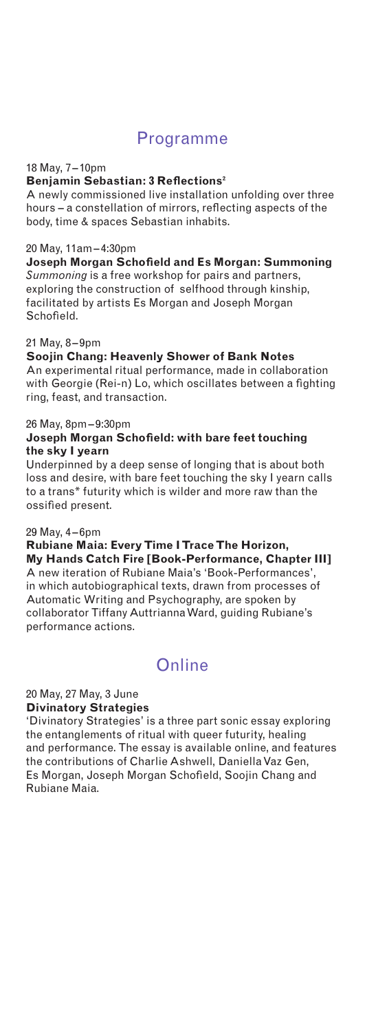## Programme

18 May, 7–10pm
**Benjamin Sebastian: 3 Reflections$^2$**
A newly commissioned live installation unfolding over three hours – a constellation of mirrors, reflecting aspects of the body, time & spaces Sebastian inhabits.

20 May, 11am–4:30pm
**Joseph Morgan Schofield and Es Morgan: Summoning**
*Summoning* is a free workshop for pairs and partners, exploring the construction of selfhood through kinship, facilitated by artists Es Morgan and Joseph Morgan Schofield.

21 May, 8–9pm
**Soojin Chang: Heavenly Shower of Bank Notes**
An experimental ritual performance, made in collaboration with Georgie (Rei-n) Lo, which oscillates between a fighting ring, feast, and transaction.

26 May, 8pm–9:30pm
**Joseph Morgan Schofield: with bare feet touching the sky I yearn**
Underpinned by a deep sense of longing that is about both loss and desire, with bare feet touching the sky I yearn calls to a trans* futurity which is wilder and more raw than the ossified present.

29 May, 4–6pm
**Rubiane Maia: Every Time I Trace The Horizon, My Hands Catch Fire [Book-Performance, Chapter III]**
A new iteration of Rubiane Maia's 'Book-Performances', in which autobiographical texts, drawn from processes of Automatic Writing and Psychography, are spoken by collaborator Tiffany Auttrianna Ward, guiding Rubiane's performance actions.

## Online

20 May, 27 May, 3 June
**Divinatory Strategies**
'Divinatory Strategies' is a three part sonic essay exploring the entanglements of ritual with queer futurity, healing and performance. The essay is available online, and features the contributions of Charlie Ashwell, Daniella Vaz Gen, Es Morgan, Joseph Morgan Schofield, Soojin Chang and Rubiane Maia.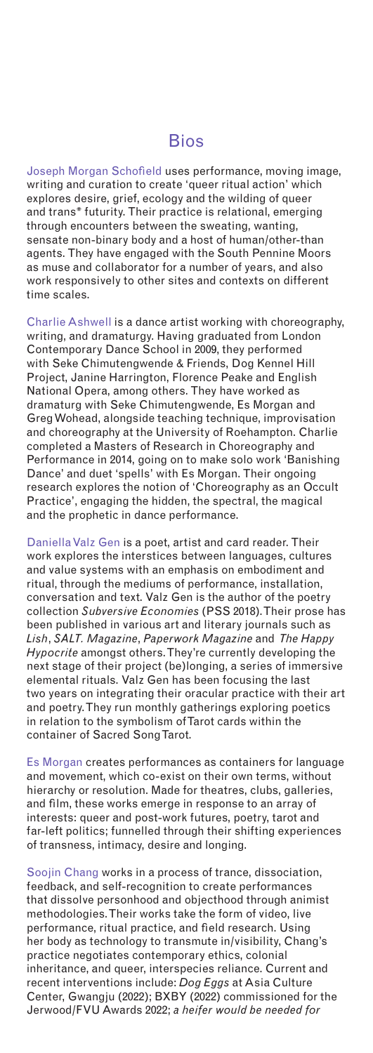# Bios

Joseph Morgan Schofield uses performance, moving image, writing and curation to create 'queer ritual action' which explores desire, grief, ecology and the wilding of queer and trans* futurity. Their practice is relational, emerging through encounters between the sweating, wanting, sensate non-binary body and a host of human/other-than agents. They have engaged with the South Pennine Moors as muse and collaborator for a number of years, and also work responsively to other sites and contexts on different time scales.

Charlie Ashwell is a dance artist working with choreography, writing, and dramaturgy. Having graduated from London Contemporary Dance School in 2009, they performed with Seke Chimutengwende & Friends, Dog Kennel Hill Project, Janine Harrington, Florence Peake and English National Opera, among others. They have worked as dramaturg with Seke Chimutengwende, Es Morgan and Greg Wohead, alongside teaching technique, improvisation and choreography at the University of Roehampton. Charlie completed a Masters of Research in Choreography and Performance in 2014, going on to make solo work 'Banishing Dance' and duet 'spells' with Es Morgan. Their ongoing research explores the notion of 'Choreography as an Occult Practice', engaging the hidden, the spectral, the magical and the prophetic in dance performance.

Daniella Valz Gen is a poet, artist and card reader. Their work explores the interstices between languages, cultures and value systems with an emphasis on embodiment and ritual, through the mediums of performance, installation, conversation and text. Valz Gen is the author of the poetry collection *Subversive Economies* (PSS 2018). Their prose has been published in various art and literary journals such as *Lish*, *SALT. Magazine*, *Paperwork Magazine* and *The Happy Hypocrite* amongst others. They're currently developing the next stage of their project (be)longing, a series of immersive elemental rituals. Valz Gen has been focusing the last two years on integrating their oracular practice with their art and poetry. They run monthly gatherings exploring poetics in relation to the symbolism of Tarot cards within the container of Sacred Song Tarot.

Es Morgan creates performances as containers for language and movement, which co-exist on their own terms, without hierarchy or resolution. Made for theatres, clubs, galleries, and film, these works emerge in response to an array of interests: queer and post-work futures, poetry, tarot and far-left politics; funnelled through their shifting experiences of transness, intimacy, desire and longing.

Soojin Chang works in a process of trance, dissociation, feedback, and self-recognition to create performances that dissolve personhood and objecthood through animist methodologies. Their works take the form of video, live performance, ritual practice, and field research. Using her body as technology to transmute in/visibility, Chang's practice negotiates contemporary ethics, colonial inheritance, and queer, interspecies reliance. Current and recent interventions include: *Dog Eggs* at Asia Culture Center, Gwangju (2022); BXBY (2022) commissioned for the Jerwood/FVU Awards 2022; *a heifer would be needed for*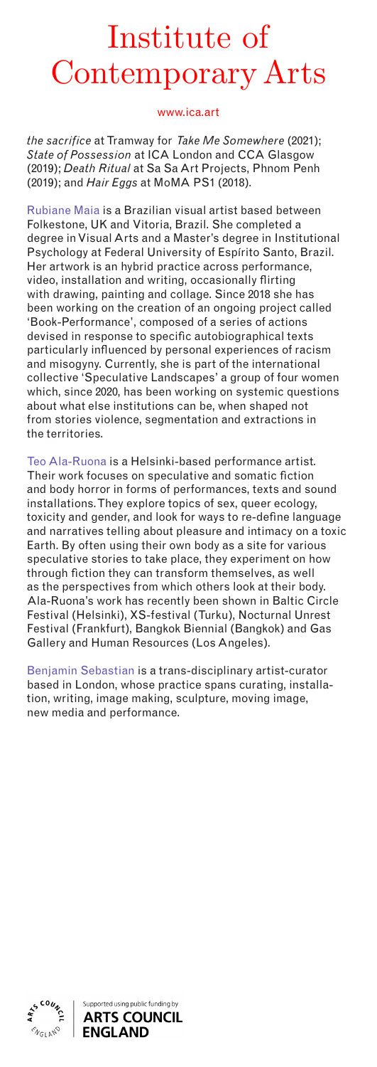*the sacrifice* at Tramway for *Take Me Somewhere* (2021); *State of Possession* at ICA London and CCA Glasgow (2019); *Death Ritual* at Sa Sa Art Projects, Phnom Penh (2019); and *Hair Eggs* at MoMA PS1 (2018).

Rubiane Maia is a Brazilian visual artist based between Folkestone, UK and Vitoria, Brazil. She completed a degree in Visual Arts and a Master's degree in Institutional Psychology at Federal University of Espírito Santo, Brazil. Her artwork is an hybrid practice across performance, video, installation and writing, occasionally flirting with drawing, painting and collage. Since 2018 she has been working on the creation of an ongoing project called 'Book-Performance', composed of a series of actions devised in response to specific autobiographical texts particularly influenced by personal experiences of racism and misogyny. Currently, she is part of the international collective 'Speculative Landscapes' a group of four women which, since 2020, has been working on systemic questions about what else institutions can be, when shaped not from stories violence, segmentation and extractions in the territories.

Teo Ala-Ruona is a Helsinki-based performance artist. Their work focuses on speculative and somatic fiction and body horror in forms of performances, texts and sound installations. They explore topics of sex, queer ecology, toxicity and gender, and look for ways to re-define language and narratives telling about pleasure and intimacy on a toxic Earth. By often using their own body as a site for various speculative stories to take place, they experiment on how through fiction they can transform themselves, as well as the perspectives from which others look at their body. Ala-Ruona's work has recently been shown in Baltic Circle Festival (Helsinki), XS-festival (Turku), Nocturnal Unrest Festival (Frankfurt), Bangkok Biennial (Bangkok) and Gas Gallery and Human Resources (Los Angeles).

Benjamin Sebastian is a trans-disciplinary artist-curator based in London, whose practice spans curating, installation, writing, image making, sculpture, moving image, new media and performance.

Supported using public funding by ARTS COUNCIL ENGLAND